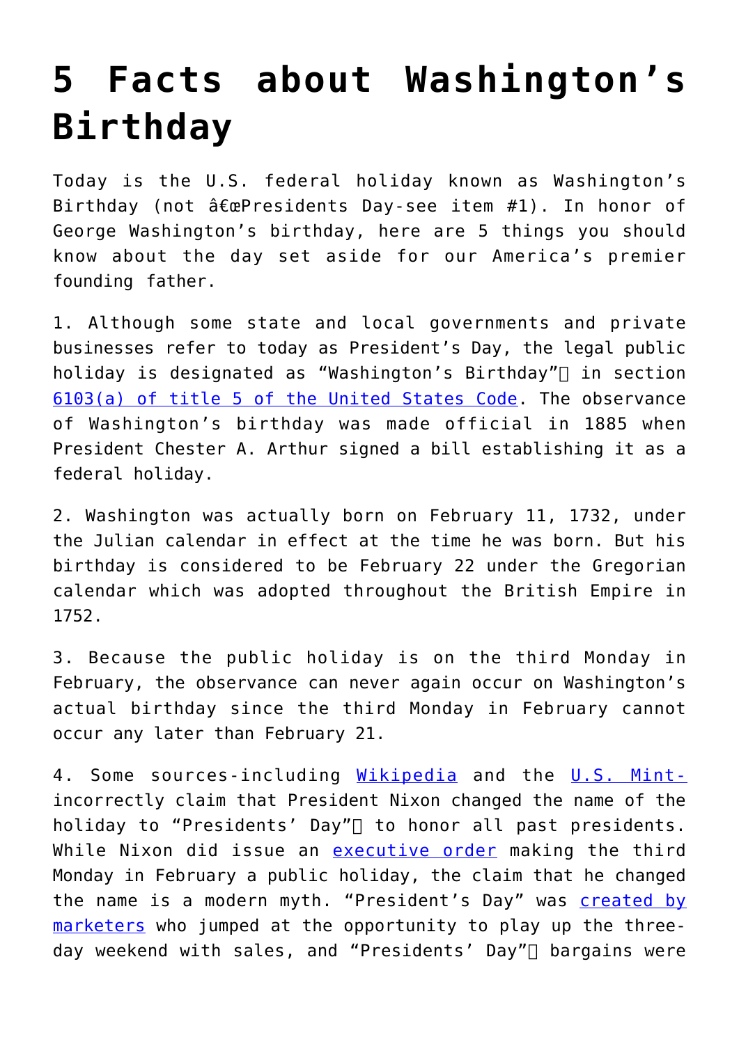# 5 Facts about Washington's Birthday

Today is the U.S. federal holiday known as Washington's Birthday (not â€œPresidents Day-see item #1). In honor of George Washington's birthday, here are 5 things you should know about the day set aside for our America's premier founding father.

1. Although some state and local governments and private businesses refer to today as President's Day, the legal public holiday is designated as "Washington's Birthday" in section [6103(a) of title 5 of the United States Code](). The observance of Washington's birthday was made official in 1885 when President Chester A. Arthur signed a bill establishing it as a federal holiday.

2. Washington was actually born on February 11, 1732, under the Julian calendar in effect at the time he was born. But his birthday is considered to be February 22 under the Gregorian calendar which was adopted throughout the British Empire in 1752.

3. Because the public holiday is on the third Monday in February, the observance can never again occur on Washington's actual birthday since the third Monday in February cannot occur any later than February 21.

4. Some sources-including [Wikipedia]() and the [U.S. Mint-]() incorrectly claim that President Nixon changed the name of the holiday to "Presidents' Day" to honor all past presidents. While Nixon did issue an [executive order]() making the third Monday in February a public holiday, the claim that he changed the name is a modern myth. "President's Day" was [created by marketers]() who jumped at the opportunity to play up the three-day weekend with sales, and "Presidents' Day" bargains were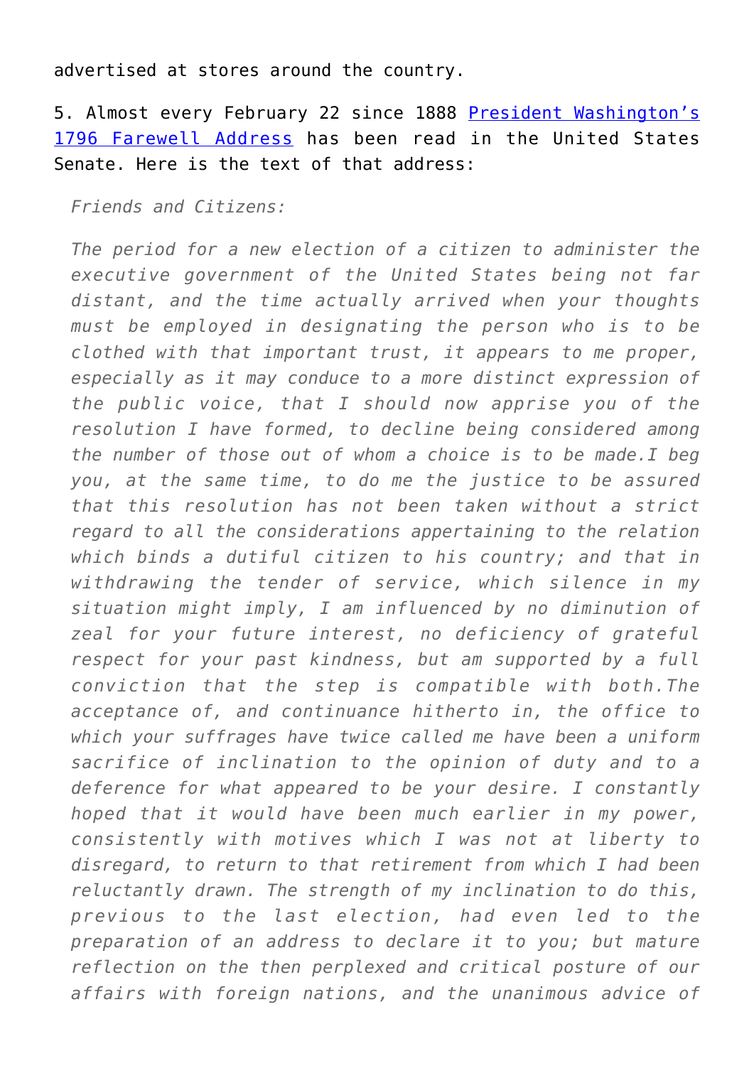advertised at stores around the country.

5. Almost every February 22 since 1888 [President Washington's 1796 Farewell Address] has been read in the United States Senate. Here is the text of that address:

> *Friends and Citizens:*
>
> *The period for a new election of a citizen to administer the executive government of the United States being not far distant, and the time actually arrived when your thoughts must be employed in designating the person who is to be clothed with that important trust, it appears to me proper, especially as it may conduce to a more distinct expression of the public voice, that I should now apprise you of the resolution I have formed, to decline being considered among the number of those out of whom a choice is to be made.I beg you, at the same time, to do me the justice to be assured that this resolution has not been taken without a strict regard to all the considerations appertaining to the relation which binds a dutiful citizen to his country; and that in withdrawing the tender of service, which silence in my situation might imply, I am influenced by no diminution of zeal for your future interest, no deficiency of grateful respect for your past kindness, but am supported by a full conviction that the step is compatible with both.The acceptance of, and continuance hitherto in, the office to which your suffrages have twice called me have been a uniform sacrifice of inclination to the opinion of duty and to a deference for what appeared to be your desire. I constantly hoped that it would have been much earlier in my power, consistently with motives which I was not at liberty to disregard, to return to that retirement from which I had been reluctantly drawn. The strength of my inclination to do this, previous to the last election, had even led to the preparation of an address to declare it to you; but mature reflection on the then perplexed and critical posture of our affairs with foreign nations, and the unanimous advice of*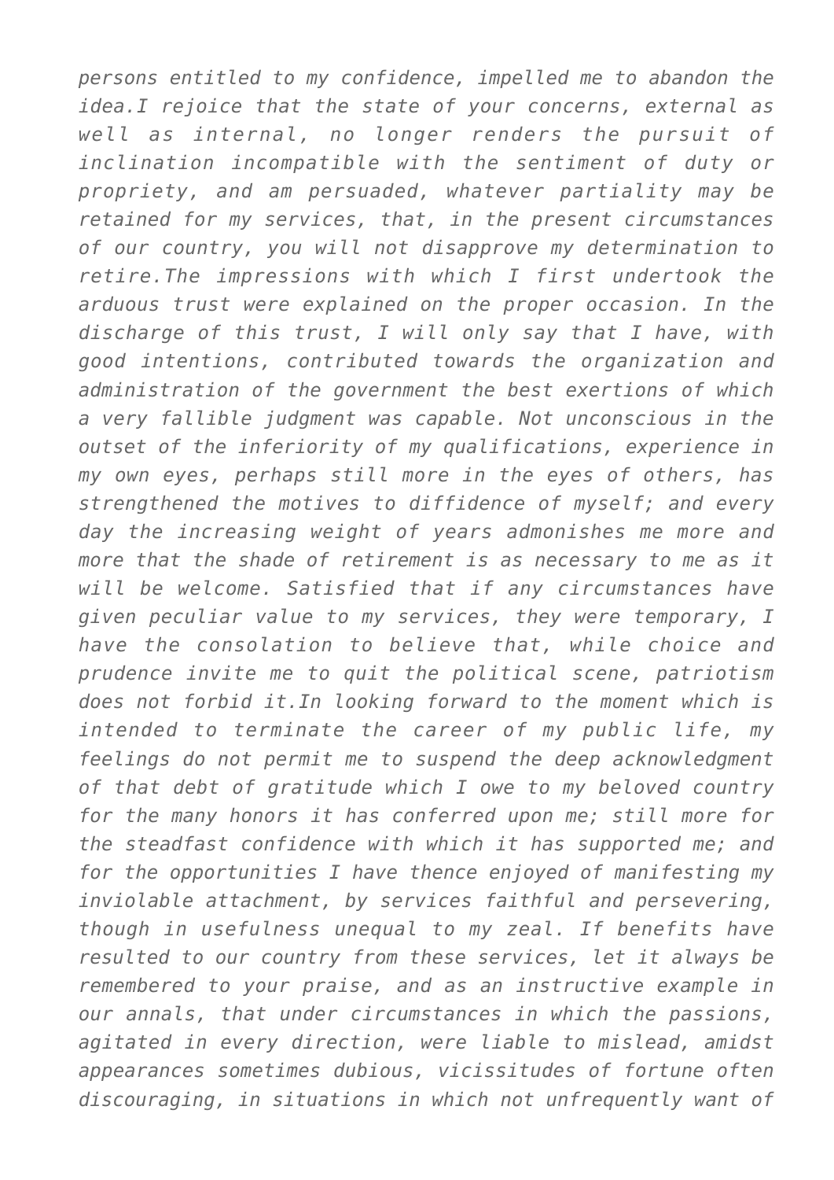*persons entitled to my confidence, impelled me to abandon the idea.I rejoice that the state of your concerns, external as well as internal, no longer renders the pursuit of inclination incompatible with the sentiment of duty or propriety, and am persuaded, whatever partiality may be retained for my services, that, in the present circumstances of our country, you will not disapprove my determination to retire.The impressions with which I first undertook the arduous trust were explained on the proper occasion. In the discharge of this trust, I will only say that I have, with good intentions, contributed towards the organization and administration of the government the best exertions of which a very fallible judgment was capable. Not unconscious in the outset of the inferiority of my qualifications, experience in my own eyes, perhaps still more in the eyes of others, has strengthened the motives to diffidence of myself; and every day the increasing weight of years admonishes me more and more that the shade of retirement is as necessary to me as it will be welcome. Satisfied that if any circumstances have given peculiar value to my services, they were temporary, I have the consolation to believe that, while choice and prudence invite me to quit the political scene, patriotism does not forbid it.In looking forward to the moment which is intended to terminate the career of my public life, my feelings do not permit me to suspend the deep acknowledgment of that debt of gratitude which I owe to my beloved country for the many honors it has conferred upon me; still more for the steadfast confidence with which it has supported me; and for the opportunities I have thence enjoyed of manifesting my inviolable attachment, by services faithful and persevering, though in usefulness unequal to my zeal. If benefits have resulted to our country from these services, let it always be remembered to your praise, and as an instructive example in our annals, that under circumstances in which the passions, agitated in every direction, were liable to mislead, amidst appearances sometimes dubious, vicissitudes of fortune often discouraging, in situations in which not unfrequently want of*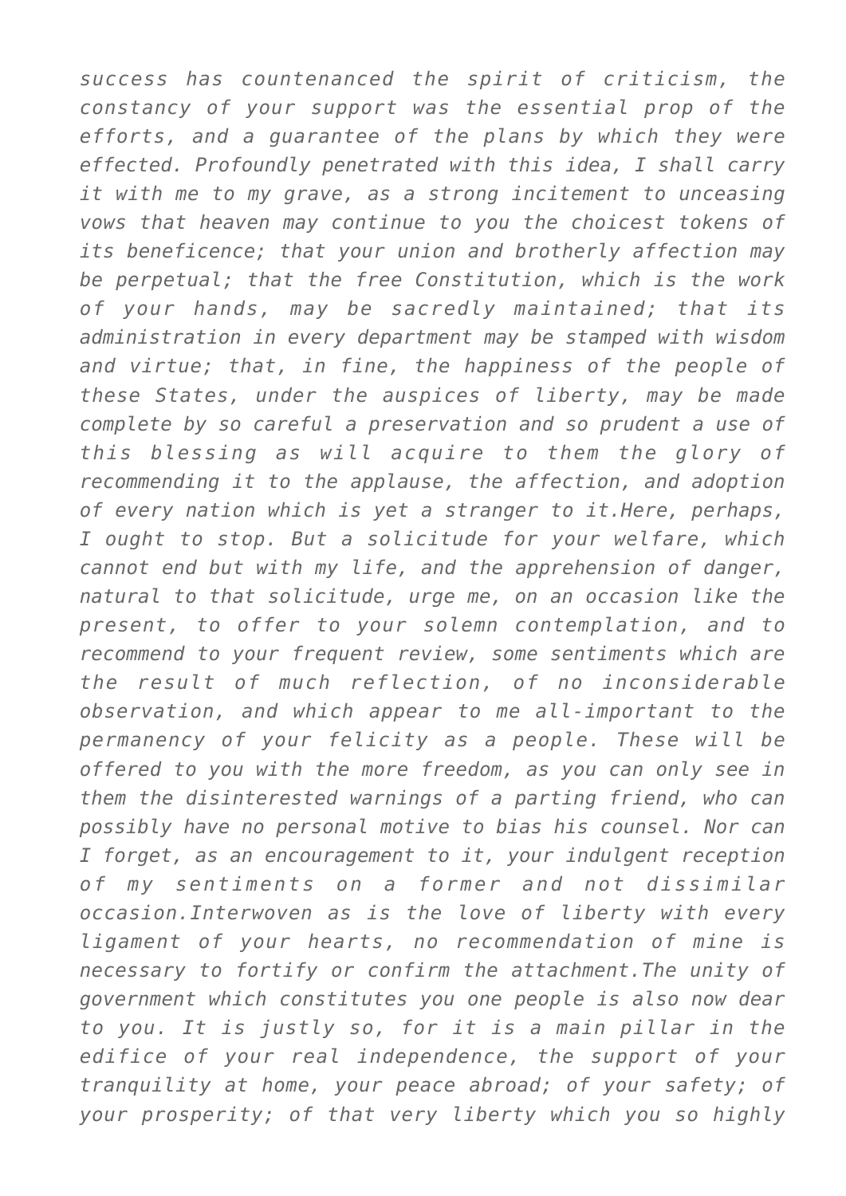*success has countenanced the spirit of criticism, the constancy of your support was the essential prop of the efforts, and a guarantee of the plans by which they were effected. Profoundly penetrated with this idea, I shall carry it with me to my grave, as a strong incitement to unceasing vows that heaven may continue to you the choicest tokens of its beneficence; that your union and brotherly affection may be perpetual; that the free Constitution, which is the work of your hands, may be sacredly maintained; that its administration in every department may be stamped with wisdom and virtue; that, in fine, the happiness of the people of these States, under the auspices of liberty, may be made complete by so careful a preservation and so prudent a use of this blessing as will acquire to them the glory of recommending it to the applause, the affection, and adoption of every nation which is yet a stranger to it.Here, perhaps, I ought to stop. But a solicitude for your welfare, which cannot end but with my life, and the apprehension of danger, natural to that solicitude, urge me, on an occasion like the present, to offer to your solemn contemplation, and to recommend to your frequent review, some sentiments which are the result of much reflection, of no inconsiderable observation, and which appear to me all-important to the permanency of your felicity as a people. These will be offered to you with the more freedom, as you can only see in them the disinterested warnings of a parting friend, who can possibly have no personal motive to bias his counsel. Nor can I forget, as an encouragement to it, your indulgent reception of my sentiments on a former and not dissimilar occasion.Interwoven as is the love of liberty with every ligament of your hearts, no recommendation of mine is necessary to fortify or confirm the attachment.The unity of government which constitutes you one people is also now dear to you. It is justly so, for it is a main pillar in the edifice of your real independence, the support of your tranquility at home, your peace abroad; of your safety; of your prosperity; of that very liberty which you so highly*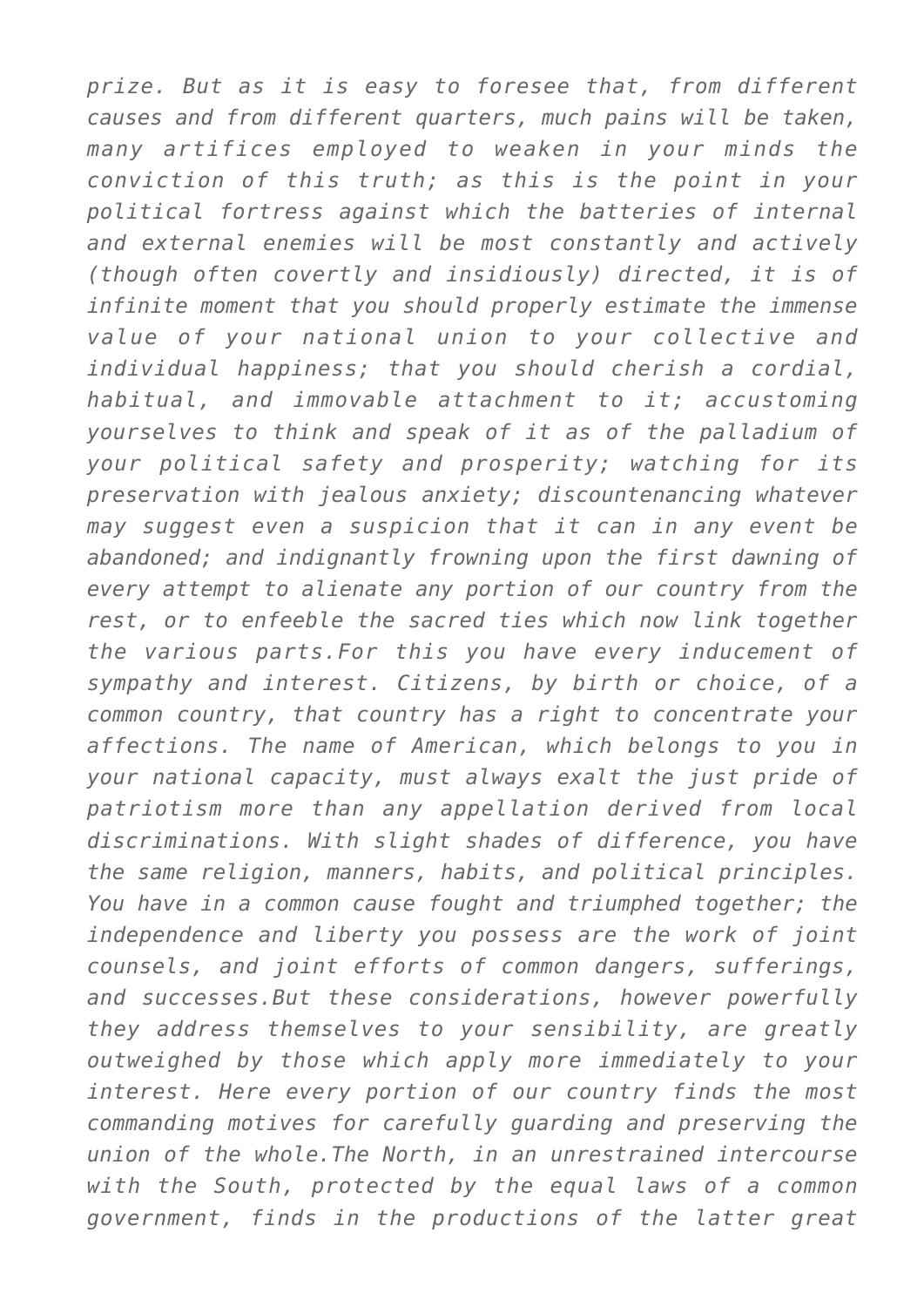*prize. But as it is easy to foresee that, from different causes and from different quarters, much pains will be taken, many artifices employed to weaken in your minds the conviction of this truth; as this is the point in your political fortress against which the batteries of internal and external enemies will be most constantly and actively (though often covertly and insidiously) directed, it is of infinite moment that you should properly estimate the immense value of your national union to your collective and individual happiness; that you should cherish a cordial, habitual, and immovable attachment to it; accustoming yourselves to think and speak of it as of the palladium of your political safety and prosperity; watching for its preservation with jealous anxiety; discountenancing whatever may suggest even a suspicion that it can in any event be abandoned; and indignantly frowning upon the first dawning of every attempt to alienate any portion of our country from the rest, or to enfeeble the sacred ties which now link together the various parts.For this you have every inducement of sympathy and interest. Citizens, by birth or choice, of a common country, that country has a right to concentrate your affections. The name of American, which belongs to you in your national capacity, must always exalt the just pride of patriotism more than any appellation derived from local discriminations. With slight shades of difference, you have the same religion, manners, habits, and political principles. You have in a common cause fought and triumphed together; the independence and liberty you possess are the work of joint counsels, and joint efforts of common dangers, sufferings, and successes.But these considerations, however powerfully they address themselves to your sensibility, are greatly outweighed by those which apply more immediately to your interest. Here every portion of our country finds the most commanding motives for carefully guarding and preserving the union of the whole.The North, in an unrestrained intercourse with the South, protected by the equal laws of a common government, finds in the productions of the latter great*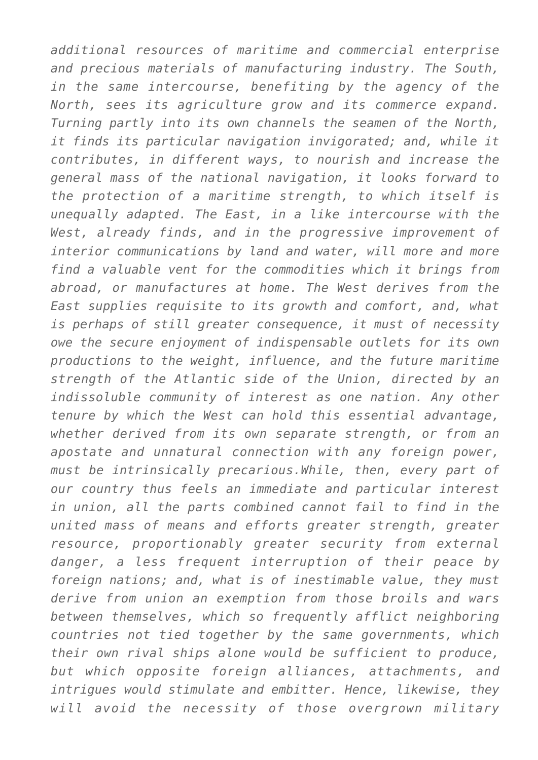*additional resources of maritime and commercial enterprise and precious materials of manufacturing industry. The South, in the same intercourse, benefiting by the agency of the North, sees its agriculture grow and its commerce expand. Turning partly into its own channels the seamen of the North, it finds its particular navigation invigorated; and, while it contributes, in different ways, to nourish and increase the general mass of the national navigation, it looks forward to the protection of a maritime strength, to which itself is unequally adapted. The East, in a like intercourse with the West, already finds, and in the progressive improvement of interior communications by land and water, will more and more find a valuable vent for the commodities which it brings from abroad, or manufactures at home. The West derives from the East supplies requisite to its growth and comfort, and, what is perhaps of still greater consequence, it must of necessity owe the secure enjoyment of indispensable outlets for its own productions to the weight, influence, and the future maritime strength of the Atlantic side of the Union, directed by an indissoluble community of interest as one nation. Any other tenure by which the West can hold this essential advantage, whether derived from its own separate strength, or from an apostate and unnatural connection with any foreign power, must be intrinsically precarious.While, then, every part of our country thus feels an immediate and particular interest in union, all the parts combined cannot fail to find in the united mass of means and efforts greater strength, greater resource, proportionably greater security from external danger, a less frequent interruption of their peace by foreign nations; and, what is of inestimable value, they must derive from union an exemption from those broils and wars between themselves, which so frequently afflict neighboring countries not tied together by the same governments, which their own rival ships alone would be sufficient to produce, but which opposite foreign alliances, attachments, and intrigues would stimulate and embitter. Hence, likewise, they will avoid the necessity of those overgrown military*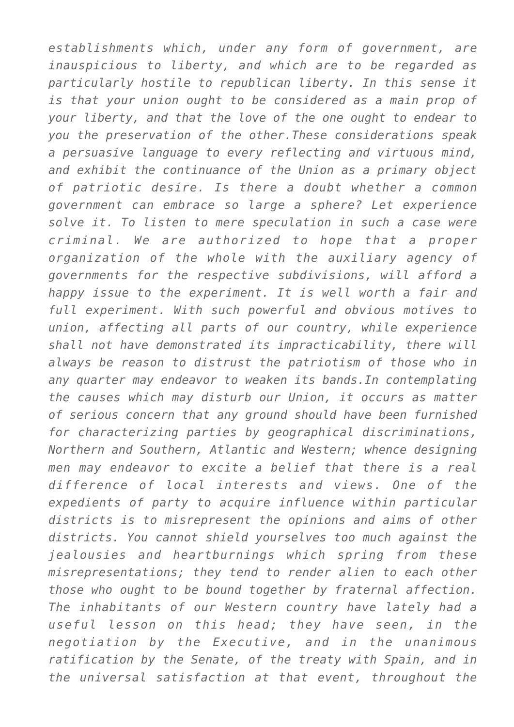*establishments which, under any form of government, are inauspicious to liberty, and which are to be regarded as particularly hostile to republican liberty. In this sense it is that your union ought to be considered as a main prop of your liberty, and that the love of the one ought to endear to you the preservation of the other.These considerations speak a persuasive language to every reflecting and virtuous mind, and exhibit the continuance of the Union as a primary object of patriotic desire. Is there a doubt whether a common government can embrace so large a sphere? Let experience solve it. To listen to mere speculation in such a case were criminal. We are authorized to hope that a proper organization of the whole with the auxiliary agency of governments for the respective subdivisions, will afford a happy issue to the experiment. It is well worth a fair and full experiment. With such powerful and obvious motives to union, affecting all parts of our country, while experience shall not have demonstrated its impracticability, there will always be reason to distrust the patriotism of those who in any quarter may endeavor to weaken its bands.In contemplating the causes which may disturb our Union, it occurs as matter of serious concern that any ground should have been furnished for characterizing parties by geographical discriminations, Northern and Southern, Atlantic and Western; whence designing men may endeavor to excite a belief that there is a real difference of local interests and views. One of the expedients of party to acquire influence within particular districts is to misrepresent the opinions and aims of other districts. You cannot shield yourselves too much against the jealousies and heartburnings which spring from these misrepresentations; they tend to render alien to each other those who ought to be bound together by fraternal affection. The inhabitants of our Western country have lately had a useful lesson on this head; they have seen, in the negotiation by the Executive, and in the unanimous ratification by the Senate, of the treaty with Spain, and in the universal satisfaction at that event, throughout the*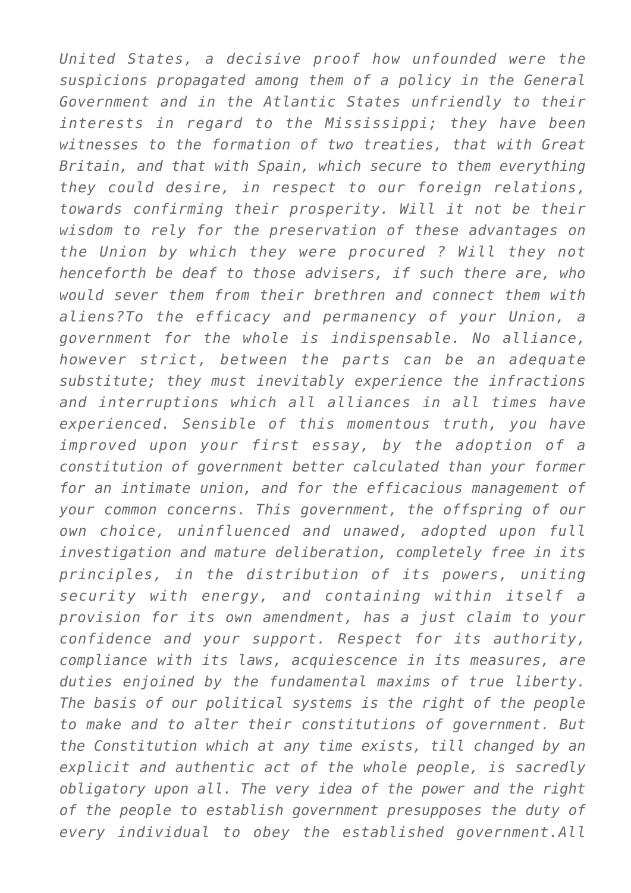*United States, a decisive proof how unfounded were the suspicions propagated among them of a policy in the General Government and in the Atlantic States unfriendly to their interests in regard to the Mississippi; they have been witnesses to the formation of two treaties, that with Great Britain, and that with Spain, which secure to them everything they could desire, in respect to our foreign relations, towards confirming their prosperity. Will it not be their wisdom to rely for the preservation of these advantages on the Union by which they were procured ? Will they not henceforth be deaf to those advisers, if such there are, who would sever them from their brethren and connect them with aliens?To the efficacy and permanency of your Union, a government for the whole is indispensable. No alliance, however strict, between the parts can be an adequate substitute; they must inevitably experience the infractions and interruptions which all alliances in all times have experienced. Sensible of this momentous truth, you have improved upon your first essay, by the adoption of a constitution of government better calculated than your former for an intimate union, and for the efficacious management of your common concerns. This government, the offspring of our own choice, uninfluenced and unawed, adopted upon full investigation and mature deliberation, completely free in its principles, in the distribution of its powers, uniting security with energy, and containing within itself a provision for its own amendment, has a just claim to your confidence and your support. Respect for its authority, compliance with its laws, acquiescence in its measures, are duties enjoined by the fundamental maxims of true liberty. The basis of our political systems is the right of the people to make and to alter their constitutions of government. But the Constitution which at any time exists, till changed by an explicit and authentic act of the whole people, is sacredly obligatory upon all. The very idea of the power and the right of the people to establish government presupposes the duty of every individual to obey the established government.All*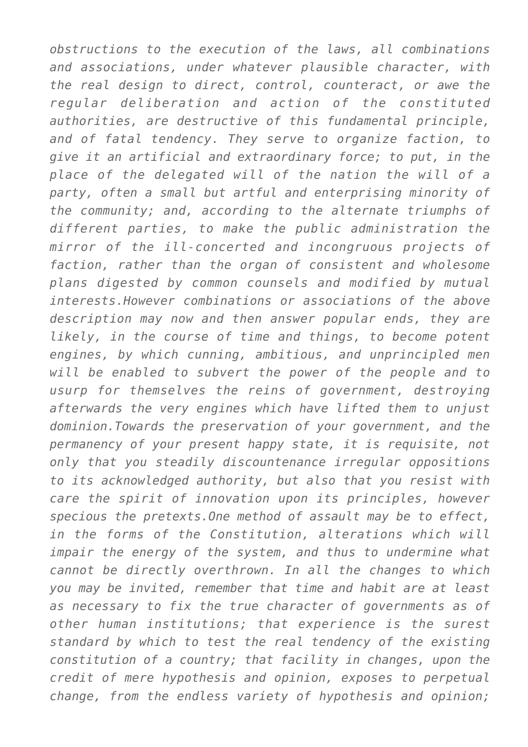*obstructions to the execution of the laws, all combinations and associations, under whatever plausible character, with the real design to direct, control, counteract, or awe the regular deliberation and action of the constituted authorities, are destructive of this fundamental principle, and of fatal tendency. They serve to organize faction, to give it an artificial and extraordinary force; to put, in the place of the delegated will of the nation the will of a party, often a small but artful and enterprising minority of the community; and, according to the alternate triumphs of different parties, to make the public administration the mirror of the ill-concerted and incongruous projects of faction, rather than the organ of consistent and wholesome plans digested by common counsels and modified by mutual interests.However combinations or associations of the above description may now and then answer popular ends, they are likely, in the course of time and things, to become potent engines, by which cunning, ambitious, and unprincipled men will be enabled to subvert the power of the people and to usurp for themselves the reins of government, destroying afterwards the very engines which have lifted them to unjust dominion.Towards the preservation of your government, and the permanency of your present happy state, it is requisite, not only that you steadily discountenance irregular oppositions to its acknowledged authority, but also that you resist with care the spirit of innovation upon its principles, however specious the pretexts.One method of assault may be to effect, in the forms of the Constitution, alterations which will impair the energy of the system, and thus to undermine what cannot be directly overthrown. In all the changes to which you may be invited, remember that time and habit are at least as necessary to fix the true character of governments as of other human institutions; that experience is the surest standard by which to test the real tendency of the existing constitution of a country; that facility in changes, upon the credit of mere hypothesis and opinion, exposes to perpetual change, from the endless variety of hypothesis and opinion;*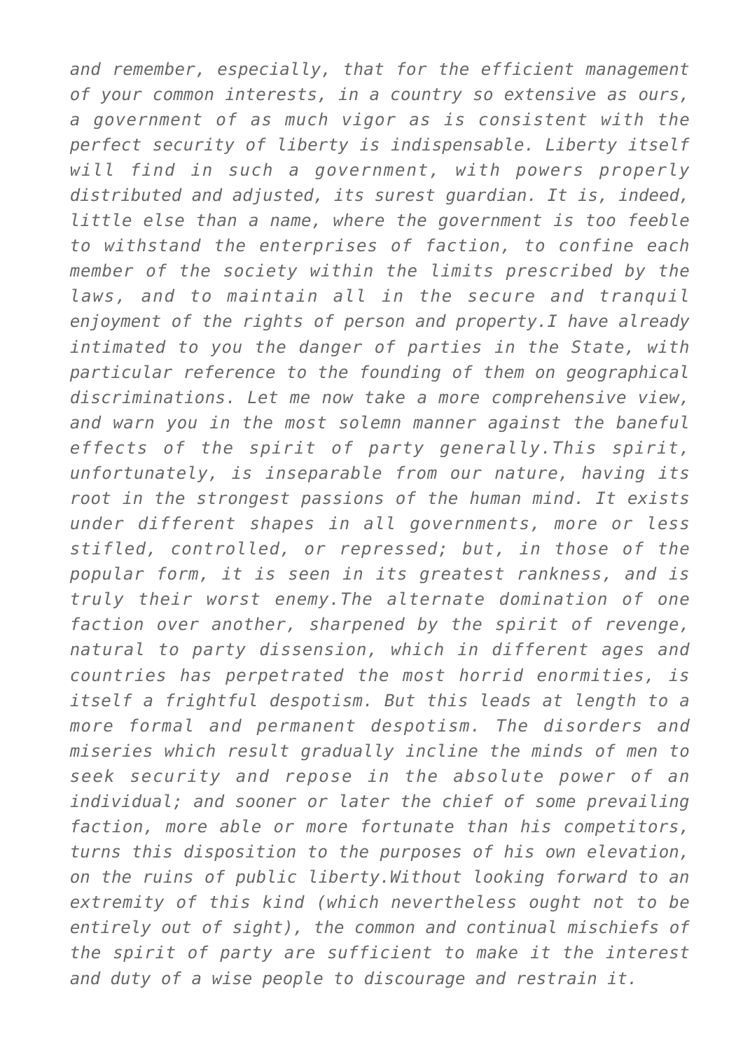*and remember, especially, that for the efficient management of your common interests, in a country so extensive as ours, a government of as much vigor as is consistent with the perfect security of liberty is indispensable. Liberty itself will find in such a government, with powers properly distributed and adjusted, its surest guardian. It is, indeed, little else than a name, where the government is too feeble to withstand the enterprises of faction, to confine each member of the society within the limits prescribed by the laws, and to maintain all in the secure and tranquil enjoyment of the rights of person and property.I have already intimated to you the danger of parties in the State, with particular reference to the founding of them on geographical discriminations. Let me now take a more comprehensive view, and warn you in the most solemn manner against the baneful effects of the spirit of party generally.This spirit, unfortunately, is inseparable from our nature, having its root in the strongest passions of the human mind. It exists under different shapes in all governments, more or less stifled, controlled, or repressed; but, in those of the popular form, it is seen in its greatest rankness, and is truly their worst enemy.The alternate domination of one faction over another, sharpened by the spirit of revenge, natural to party dissension, which in different ages and countries has perpetrated the most horrid enormities, is itself a frightful despotism. But this leads at length to a more formal and permanent despotism. The disorders and miseries which result gradually incline the minds of men to seek security and repose in the absolute power of an individual; and sooner or later the chief of some prevailing faction, more able or more fortunate than his competitors, turns this disposition to the purposes of his own elevation, on the ruins of public liberty.Without looking forward to an extremity of this kind (which nevertheless ought not to be entirely out of sight), the common and continual mischiefs of the spirit of party are sufficient to make it the interest and duty of a wise people to discourage and restrain it.*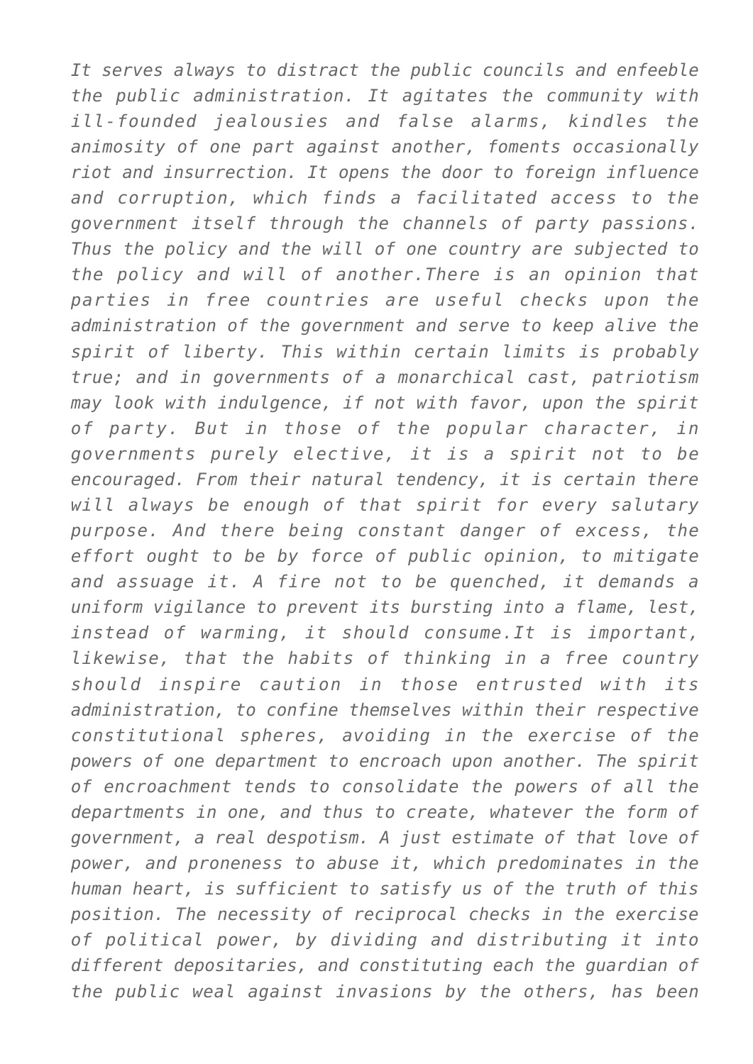*It serves always to distract the public councils and enfeeble the public administration. It agitates the community with ill-founded jealousies and false alarms, kindles the animosity of one part against another, foments occasionally riot and insurrection. It opens the door to foreign influence and corruption, which finds a facilitated access to the government itself through the channels of party passions. Thus the policy and the will of one country are subjected to the policy and will of another.There is an opinion that parties in free countries are useful checks upon the administration of the government and serve to keep alive the spirit of liberty. This within certain limits is probably true; and in governments of a monarchical cast, patriotism may look with indulgence, if not with favor, upon the spirit of party. But in those of the popular character, in governments purely elective, it is a spirit not to be encouraged. From their natural tendency, it is certain there will always be enough of that spirit for every salutary purpose. And there being constant danger of excess, the effort ought to be by force of public opinion, to mitigate and assuage it. A fire not to be quenched, it demands a uniform vigilance to prevent its bursting into a flame, lest, instead of warming, it should consume.It is important, likewise, that the habits of thinking in a free country should inspire caution in those entrusted with its administration, to confine themselves within their respective constitutional spheres, avoiding in the exercise of the powers of one department to encroach upon another. The spirit of encroachment tends to consolidate the powers of all the departments in one, and thus to create, whatever the form of government, a real despotism. A just estimate of that love of power, and proneness to abuse it, which predominates in the human heart, is sufficient to satisfy us of the truth of this position. The necessity of reciprocal checks in the exercise of political power, by dividing and distributing it into different depositaries, and constituting each the guardian of the public weal against invasions by the others, has been*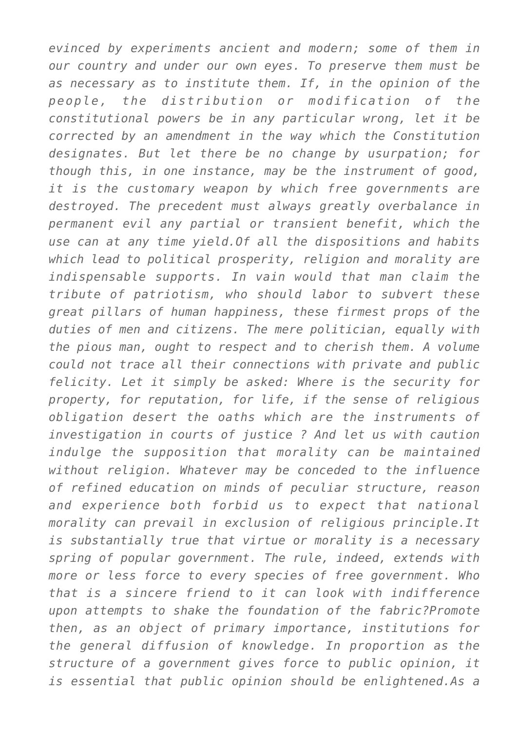*evinced by experiments ancient and modern; some of them in our country and under our own eyes. To preserve them must be as necessary as to institute them. If, in the opinion of the people, the distribution or modification of the constitutional powers be in any particular wrong, let it be corrected by an amendment in the way which the Constitution designates. But let there be no change by usurpation; for though this, in one instance, may be the instrument of good, it is the customary weapon by which free governments are destroyed. The precedent must always greatly overbalance in permanent evil any partial or transient benefit, which the use can at any time yield.Of all the dispositions and habits which lead to political prosperity, religion and morality are indispensable supports. In vain would that man claim the tribute of patriotism, who should labor to subvert these great pillars of human happiness, these firmest props of the duties of men and citizens. The mere politician, equally with the pious man, ought to respect and to cherish them. A volume could not trace all their connections with private and public felicity. Let it simply be asked: Where is the security for property, for reputation, for life, if the sense of religious obligation desert the oaths which are the instruments of investigation in courts of justice ? And let us with caution indulge the supposition that morality can be maintained without religion. Whatever may be conceded to the influence of refined education on minds of peculiar structure, reason and experience both forbid us to expect that national morality can prevail in exclusion of religious principle.It is substantially true that virtue or morality is a necessary spring of popular government. The rule, indeed, extends with more or less force to every species of free government. Who that is a sincere friend to it can look with indifference upon attempts to shake the foundation of the fabric?Promote then, as an object of primary importance, institutions for the general diffusion of knowledge. In proportion as the structure of a government gives force to public opinion, it is essential that public opinion should be enlightened.As a*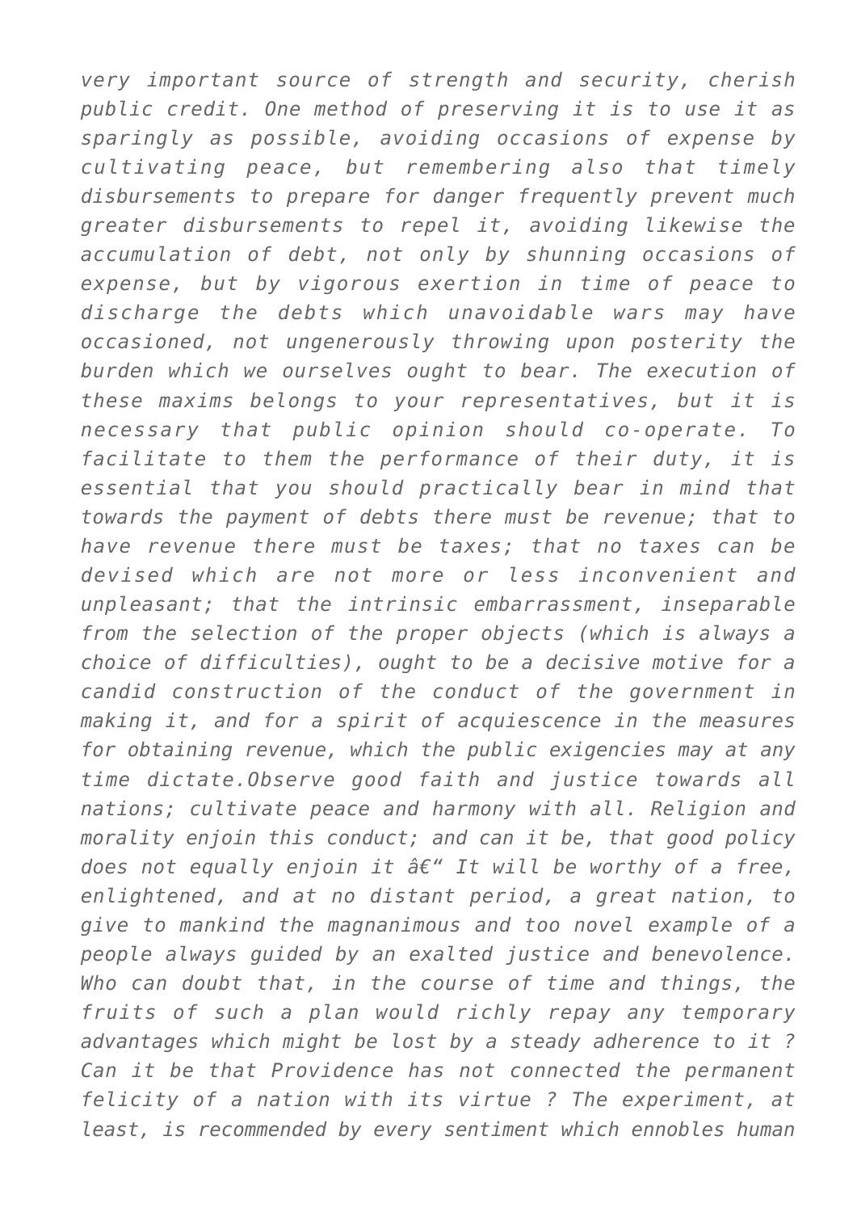*very important source of strength and security, cherish public credit. One method of preserving it is to use it as sparingly as possible, avoiding occasions of expense by cultivating peace, but remembering also that timely disbursements to prepare for danger frequently prevent much greater disbursements to repel it, avoiding likewise the accumulation of debt, not only by shunning occasions of expense, but by vigorous exertion in time of peace to discharge the debts which unavoidable wars may have occasioned, not ungenerously throwing upon posterity the burden which we ourselves ought to bear. The execution of these maxims belongs to your representatives, but it is necessary that public opinion should co-operate. To facilitate to them the performance of their duty, it is essential that you should practically bear in mind that towards the payment of debts there must be revenue; that to have revenue there must be taxes; that no taxes can be devised which are not more or less inconvenient and unpleasant; that the intrinsic embarrassment, inseparable from the selection of the proper objects (which is always a choice of difficulties), ought to be a decisive motive for a candid construction of the conduct of the government in making it, and for a spirit of acquiescence in the measures for obtaining revenue, which the public exigencies may at any time dictate.Observe good faith and justice towards all nations; cultivate peace and harmony with all. Religion and morality enjoin this conduct; and can it be, that good policy does not equally enjoin it â€“ It will be worthy of a free, enlightened, and at no distant period, a great nation, to give to mankind the magnanimous and too novel example of a people always guided by an exalted justice and benevolence. Who can doubt that, in the course of time and things, the fruits of such a plan would richly repay any temporary advantages which might be lost by a steady adherence to it ? Can it be that Providence has not connected the permanent felicity of a nation with its virtue ? The experiment, at least, is recommended by every sentiment which ennobles human*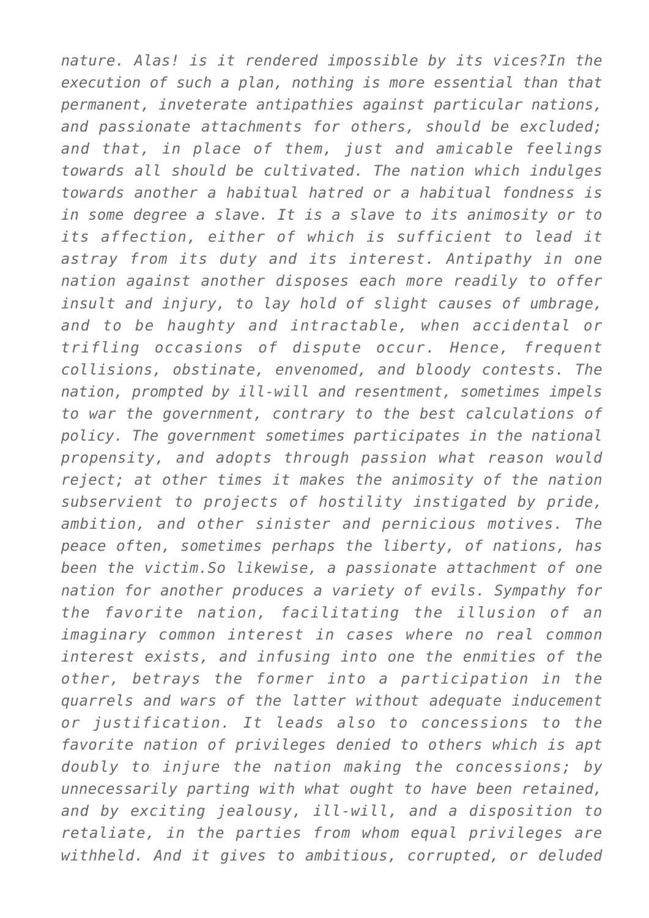*nature. Alas! is it rendered impossible by its vices?In the execution of such a plan, nothing is more essential than that permanent, inveterate antipathies against particular nations, and passionate attachments for others, should be excluded; and that, in place of them, just and amicable feelings towards all should be cultivated. The nation which indulges towards another a habitual hatred or a habitual fondness is in some degree a slave. It is a slave to its animosity or to its affection, either of which is sufficient to lead it astray from its duty and its interest. Antipathy in one nation against another disposes each more readily to offer insult and injury, to lay hold of slight causes of umbrage, and to be haughty and intractable, when accidental or trifling occasions of dispute occur. Hence, frequent collisions, obstinate, envenomed, and bloody contests. The nation, prompted by ill-will and resentment, sometimes impels to war the government, contrary to the best calculations of policy. The government sometimes participates in the national propensity, and adopts through passion what reason would reject; at other times it makes the animosity of the nation subservient to projects of hostility instigated by pride, ambition, and other sinister and pernicious motives. The peace often, sometimes perhaps the liberty, of nations, has been the victim.So likewise, a passionate attachment of one nation for another produces a variety of evils. Sympathy for the favorite nation, facilitating the illusion of an imaginary common interest in cases where no real common interest exists, and infusing into one the enmities of the other, betrays the former into a participation in the quarrels and wars of the latter without adequate inducement or justification. It leads also to concessions to the favorite nation of privileges denied to others which is apt doubly to injure the nation making the concessions; by unnecessarily parting with what ought to have been retained, and by exciting jealousy, ill-will, and a disposition to retaliate, in the parties from whom equal privileges are withheld. And it gives to ambitious, corrupted, or deluded*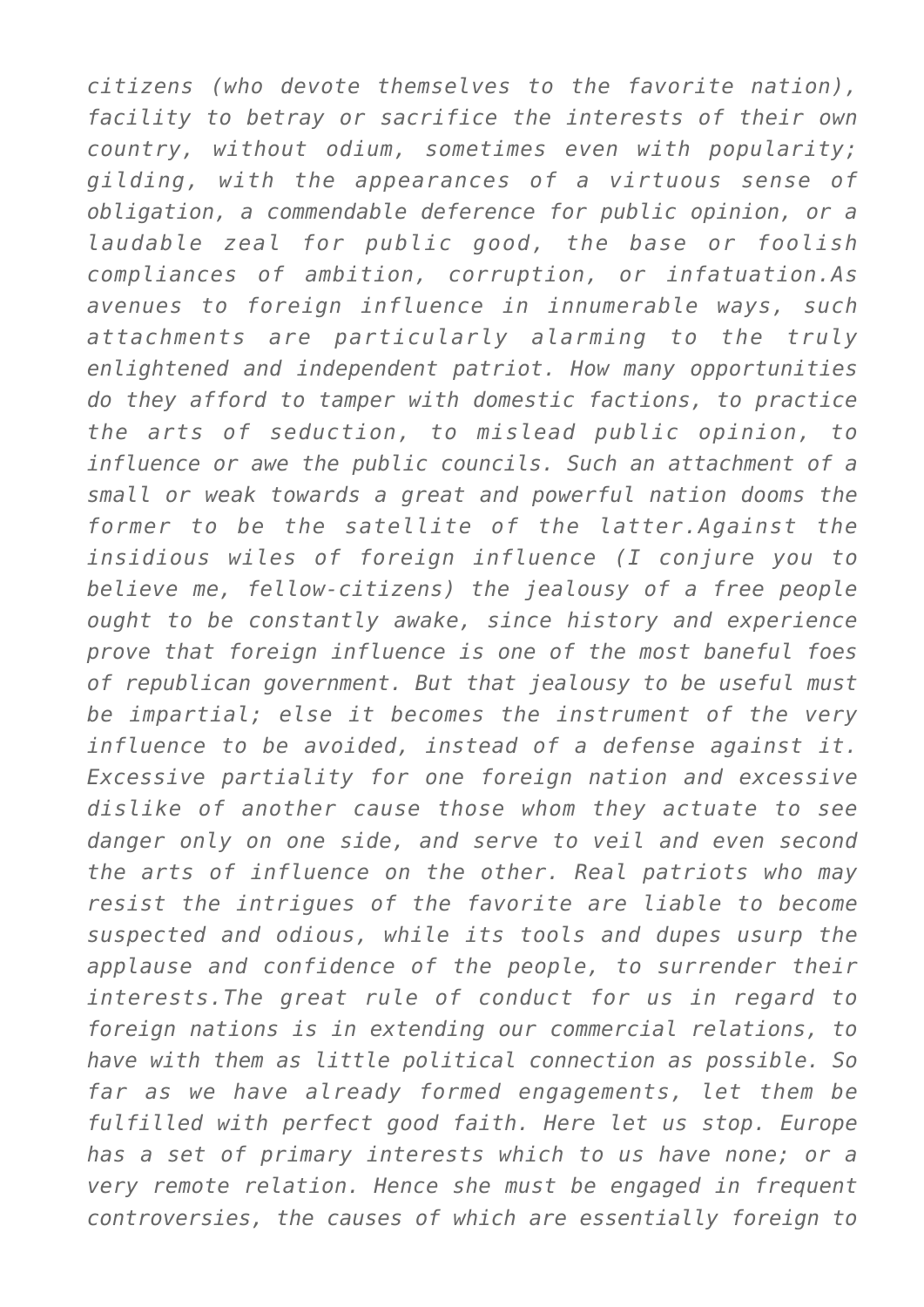*citizens (who devote themselves to the favorite nation), facility to betray or sacrifice the interests of their own country, without odium, sometimes even with popularity; gilding, with the appearances of a virtuous sense of obligation, a commendable deference for public opinion, or a laudable zeal for public good, the base or foolish compliances of ambition, corruption, or infatuation.As avenues to foreign influence in innumerable ways, such attachments are particularly alarming to the truly enlightened and independent patriot. How many opportunities do they afford to tamper with domestic factions, to practice the arts of seduction, to mislead public opinion, to influence or awe the public councils. Such an attachment of a small or weak towards a great and powerful nation dooms the former to be the satellite of the latter.Against the insidious wiles of foreign influence (I conjure you to believe me, fellow-citizens) the jealousy of a free people ought to be constantly awake, since history and experience prove that foreign influence is one of the most baneful foes of republican government. But that jealousy to be useful must be impartial; else it becomes the instrument of the very influence to be avoided, instead of a defense against it. Excessive partiality for one foreign nation and excessive dislike of another cause those whom they actuate to see danger only on one side, and serve to veil and even second the arts of influence on the other. Real patriots who may resist the intrigues of the favorite are liable to become suspected and odious, while its tools and dupes usurp the applause and confidence of the people, to surrender their interests.The great rule of conduct for us in regard to foreign nations is in extending our commercial relations, to have with them as little political connection as possible. So far as we have already formed engagements, let them be fulfilled with perfect good faith. Here let us stop. Europe has a set of primary interests which to us have none; or a very remote relation. Hence she must be engaged in frequent controversies, the causes of which are essentially foreign to*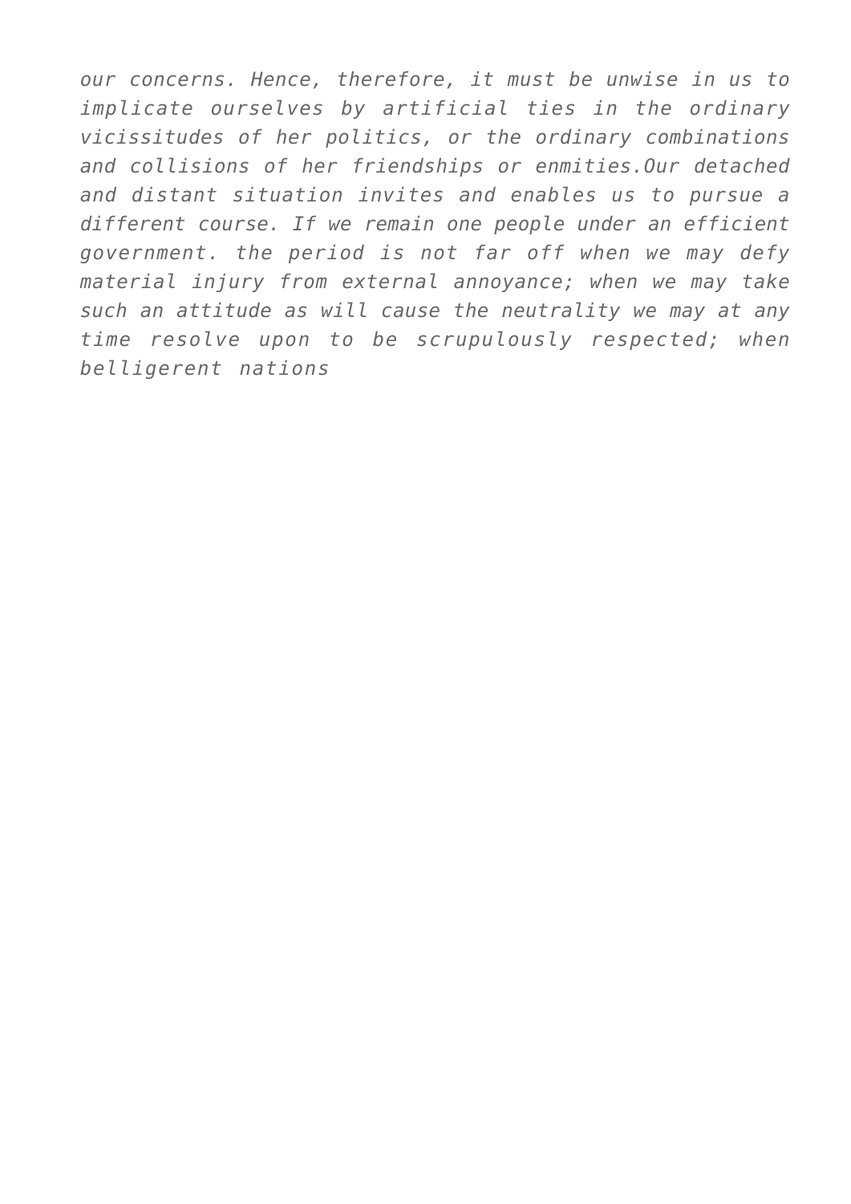*our concerns. Hence, therefore, it must be unwise in us to implicate ourselves by artificial ties in the ordinary vicissitudes of her politics, or the ordinary combinations and collisions of her friendships or enmities.Our detached and distant situation invites and enables us to pursue a different course. If we remain one people under an efficient government. the period is not far off when we may defy material injury from external annoyance; when we may take such an attitude as will cause the neutrality we may at any time resolve upon to be scrupulously respected; when belligerent nations*